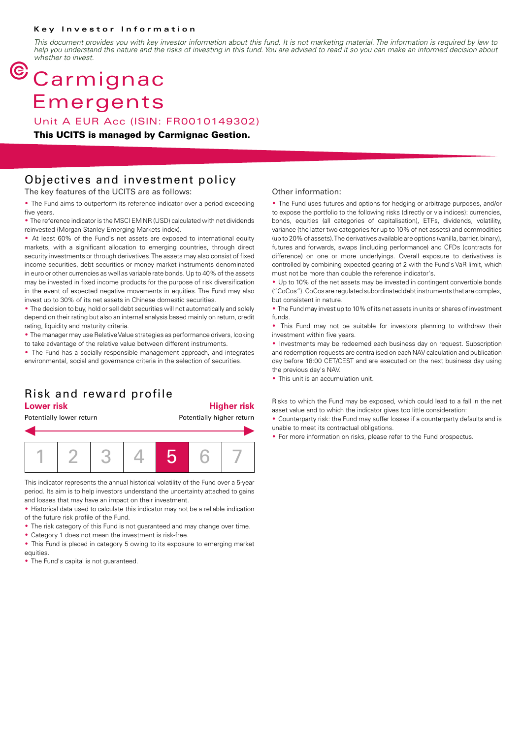**Key Investor Information**

*This document provides you with key investor information about this fund. It is not marketing material. The information is required by law to help you understand the nature and the risks of investing in this fund. You are advised to read it so you can make an informed decision about whether to invest.*

# Carmignac Emergents

Unit A EUR Acc (ISIN: FR0010149302)

**This UCITS is managed by Carmignac Gestion.**

## Objectives and investment policy

The key features of the UCITS are as follows:

- The Fund aims to outperform its reference indicator over a period exceeding five years.
- The reference indicator is the MSCI EM NR (USD) calculated with net dividends reinvested (Morgan Stanley Emerging Markets index).
- At least 60% of the Fund's net assets are exposed to international equity markets, with a significant allocation to emerging countries, through direct security investments or through derivatives. The assets may also consist of fixed income securities, debt securities or money market instruments denominated in euro or other currencies as well as variable rate bonds. Up to 40% of the assets may be invested in fixed income products for the purpose of risk diversification in the event of expected negative movements in equities. The Fund may also invest up to 30% of its net assets in Chinese domestic securities.
- The decision to buy, hold or sell debt securities will not automatically and solely depend on their rating but also an internal analysis based mainly on return, credit rating, liquidity and maturity criteria.
- The manager may use Relative Value strategies as performance drivers, looking to take advantage of the relative value between different instruments.
- The Fund has a socially responsible management approach, and integrates environmental, social and governance criteria in the selection of securities.

Other information:

- The Fund uses futures and options for hedging or arbitrage purposes, and/or to expose the portfolio to the following risks (directly or via indices): currencies, bonds, equities (all categories of capitalisation), ETFs, dividends, volatility, variance (the latter two categories for up to 10% of net assets) and commodities (up to 20% of assets). The derivatives available are options (vanilla, barrier, binary), futures and forwards, swaps (including performance) and CFDs (contracts for difference) on one or more underlyings. Overall exposure to derivatives is controlled by combining expected gearing of 2 with the Fund's VaR limit, which must not be more than double the reference indicator's.
- Up to 10% of the net assets may be invested in contingent convertible bonds ("CoCos"). CoCos are regulated subordinated debt instruments that are complex, but consistent in nature.
- The Fund may invest up to 10% of its net assets in units or shares of investment funds.
- This Fund may not be suitable for investors planning to withdraw their investment within five years.
- Investments may be redeemed each business day on request. Subscription and redemption requests are centralised on each NAV calculation and publication day before 18:00 CET/CEST and are executed on the next business day using the previous day's NAV.
- This unit is an accumulation unit.

## Risk and reward profile

| Lower risk | | | | | | Higher risk |
|---|---|---|---|---|---|---|
| Potentially lower return | | | | | | Potentially higher return |
| 1 | 2 | 3 | 4 | **5** | 6 | 7 |

This indicator represents the annual historical volatility of the Fund over a 5-year period. Its aim is to help investors understand the uncertainty attached to gains and losses that may have an impact on their investment.

- Historical data used to calculate this indicator may not be a reliable indication of the future risk profile of the Fund.
- The risk category of this Fund is not guaranteed and may change over time.
- Category 1 does not mean the investment is risk-free.
- This Fund is placed in category 5 owing to its exposure to emerging market equities.
- The Fund's capital is not guaranteed.

Risks to which the Fund may be exposed, which could lead to a fall in the net asset value and to which the indicator gives too little consideration:

- Counterparty risk: the Fund may suffer losses if a counterparty defaults and is unable to meet its contractual obligations.
- For more information on risks, please refer to the Fund prospectus.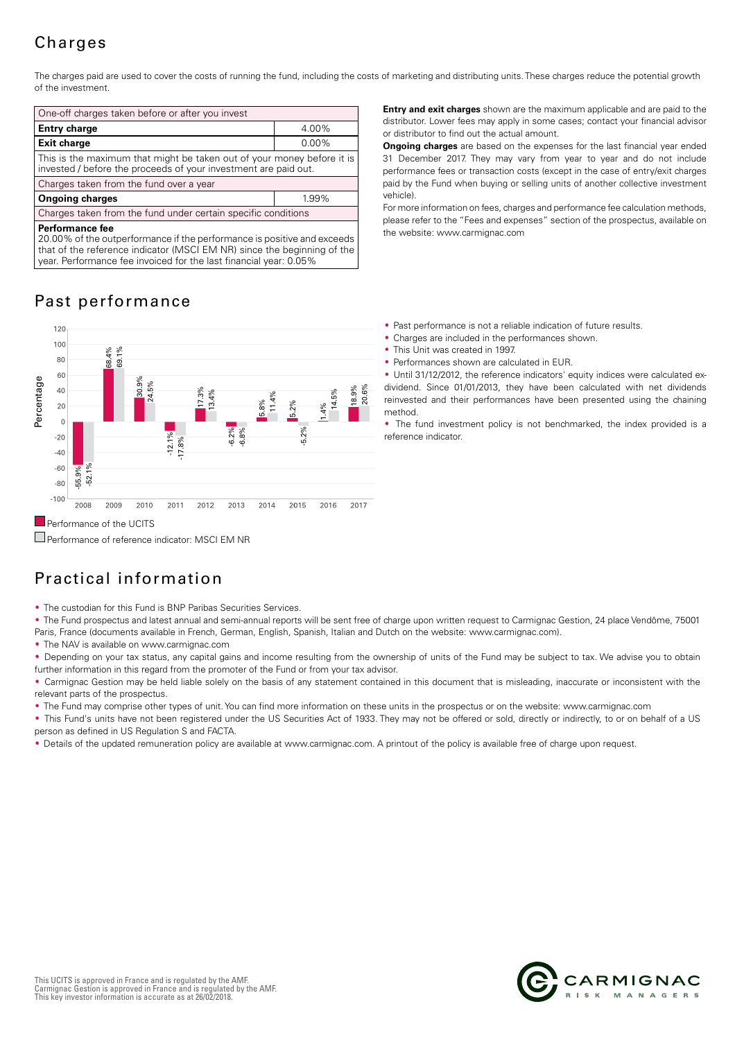## Charges

The charges paid are used to cover the costs of running the fund, including the costs of marketing and distributing units. These charges reduce the potential growth of the investment.

| One-off charges taken before or after you invest | |
|---|---|
| **Entry charge** | 4.00% |
| **Exit charge** | 0.00% |
| This is the maximum that might be taken out of your money before it is invested / before the proceeds of your investment are paid out. | |
| Charges taken from the fund over a year | |
| **Ongoing charges** | 1.99% |
| Charges taken from the fund under certain specific conditions | |
| **Performance fee**<br>20.00% of the outperformance if the performance is positive and exceeds that of the reference indicator (MSCI EM NR) since the beginning of the year. Performance fee invoiced for the last financial year: 0.05% | |

**Entry and exit charges** shown are the maximum applicable and are paid to the distributor. Lower fees may apply in some cases; contact your financial advisor or distributor to find out the actual amount.

**Ongoing charges** are based on the expenses for the last financial year ended 31 December 2017. They may vary from year to year and do not include performance fees or transaction costs (except in the case of entry/exit charges paid by the Fund when buying or selling units of another collective investment vehicle).

For more information on fees, charges and performance fee calculation methods, please refer to the "Fees and expenses" section of the prospectus, available on the website: www.carmignac.com

## Past performance

Percentage

120
100
80
60
40
20
0
-20
-40
-60
-80
-100

2008: -55.9% -52.1%
2009: 68.4% 69.1%
2010: 30.9% 24.5%
2011: -12.1% -17.8%
2012: 17.3% 13.4%
2013: -6.2% -6.8%
2014: 5.8% 11.4%
2015: 5.2% -5.2%
2016: 1.4% 14.5%
2017: 18.9% 20.6%

Performance of the UCITS

Performance of reference indicator: MSCI EM NR

- Past performance is not a reliable indication of future results.
- Charges are included in the performances shown.
- This Unit was created in 1997.
- Performances shown are calculated in EUR.
- Until 31/12/2012, the reference indicators' equity indices were calculated ex-dividend. Since 01/01/2013, they have been calculated with net dividends reinvested and their performances have been presented using the chaining method.
- The fund investment policy is not benchmarked, the index provided is a reference indicator.

## Practical information

- The custodian for this Fund is BNP Paribas Securities Services.
- The Fund prospectus and latest annual and semi-annual reports will be sent free of charge upon written request to Carmignac Gestion, 24 place Vendôme, 75001 Paris, France (documents available in French, German, English, Spanish, Italian and Dutch on the website: www.carmignac.com).
- The NAV is available on www.carmignac.com
- Depending on your tax status, any capital gains and income resulting from the ownership of units of the Fund may be subject to tax. We advise you to obtain further information in this regard from the promoter of the Fund or from your tax advisor.
- Carmignac Gestion may be held liable solely on the basis of any statement contained in this document that is misleading, inaccurate or inconsistent with the relevant parts of the prospectus.
- The Fund may comprise other types of unit. You can find more information on these units in the prospectus or on the website: www.carmignac.com
- This Fund's units have not been registered under the US Securities Act of 1933. They may not be offered or sold, directly or indirectly, to or on behalf of a US person as defined in US Regulation S and FACTA.
- Details of the updated remuneration policy are available at www.carmignac.com. A printout of the policy is available free of charge upon request.

This UCITS is approved in France and is regulated by the AMF.
Carmignac Gestion is approved in France and is regulated by the AMF.
This key investor information is accurate as at 26/02/2018.

CARMIGNAC RISK MANAGERS